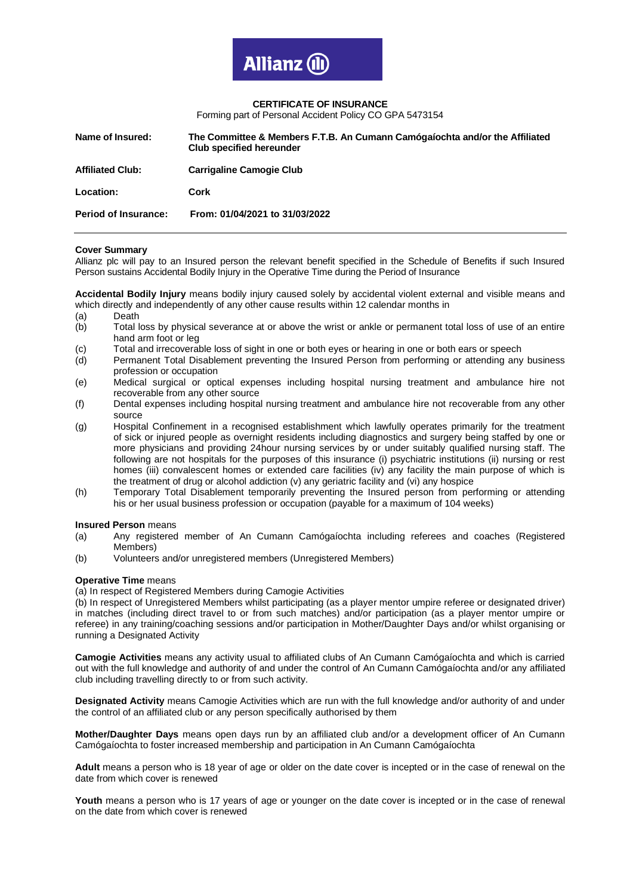Allianz

**CERTIFICATE OF INSURANCE**

Forming part of Personal Accident Policy CO GPA 5473154

| | |
|---|---|
| **Name of Insured:** | **The Committee & Members F.T.B. An Cumann Camógaíochta and/or the Affiliated Club specified hereunder** |
| **Affiliated Club:** | **Carrigaline Camogie Club** |
| **Location:** | **Cork** |
| **Period of Insurance:** | **From: 01/04/2021 to 31/03/2022** |

---

**Cover Summary**

Allianz plc will pay to an Insured person the relevant benefit specified in the Schedule of Benefits if such Insured Person sustains Accidental Bodily Injury in the Operative Time during the Period of Insurance

**Accidental Bodily Injury** means bodily injury caused solely by accidental violent external and visible means and which directly and independently of any other cause results within 12 calendar months in

(a) Death
(b) Total loss by physical severance at or above the wrist or ankle or permanent total loss of use of an entire hand arm foot or leg
(c) Total and irrecoverable loss of sight in one or both eyes or hearing in one or both ears or speech
(d) Permanent Total Disablement preventing the Insured Person from performing or attending any business profession or occupation
(e) Medical surgical or optical expenses including hospital nursing treatment and ambulance hire not recoverable from any other source
(f) Dental expenses including hospital nursing treatment and ambulance hire not recoverable from any other source
(g) Hospital Confinement in a recognised establishment which lawfully operates primarily for the treatment of sick or injured people as overnight residents including diagnostics and surgery being staffed by one or more physicians and providing 24hour nursing services by or under suitably qualified nursing staff. The following are not hospitals for the purposes of this insurance (i) psychiatric institutions (ii) nursing or rest homes (iii) convalescent homes or extended care facilities (iv) any facility the main purpose of which is the treatment of drug or alcohol addiction (v) any geriatric facility and (vi) any hospice
(h) Temporary Total Disablement temporarily preventing the Insured person from performing or attending his or her usual business profession or occupation (payable for a maximum of 104 weeks)

**Insured Person** means

(a) Any registered member of An Cumann Camógaíochta including referees and coaches (Registered Members)
(b) Volunteers and/or unregistered members (Unregistered Members)

**Operative Time** means

(a) In respect of Registered Members during Camogie Activities

(b) In respect of Unregistered Members whilst participating (as a player mentor umpire referee or designated driver) in matches (including direct travel to or from such matches) and/or participation (as a player mentor umpire or referee) in any training/coaching sessions and/or participation in Mother/Daughter Days and/or whilst organising or running a Designated Activity

**Camogie Activities** means any activity usual to affiliated clubs of An Cumann Camógaíochta and which is carried out with the full knowledge and authority of and under the control of An Cumann Camógaíochta and/or any affiliated club including travelling directly to or from such activity.

**Designated Activity** means Camogie Activities which are run with the full knowledge and/or authority of and under the control of an affiliated club or any person specifically authorised by them

**Mother/Daughter Days** means open days run by an affiliated club and/or a development officer of An Cumann Camógaíochta to foster increased membership and participation in An Cumann Camógaíochta

**Adult** means a person who is 18 year of age or older on the date cover is incepted or in the case of renewal on the date from which cover is renewed

**Youth** means a person who is 17 years of age or younger on the date cover is incepted or in the case of renewal on the date from which cover is renewed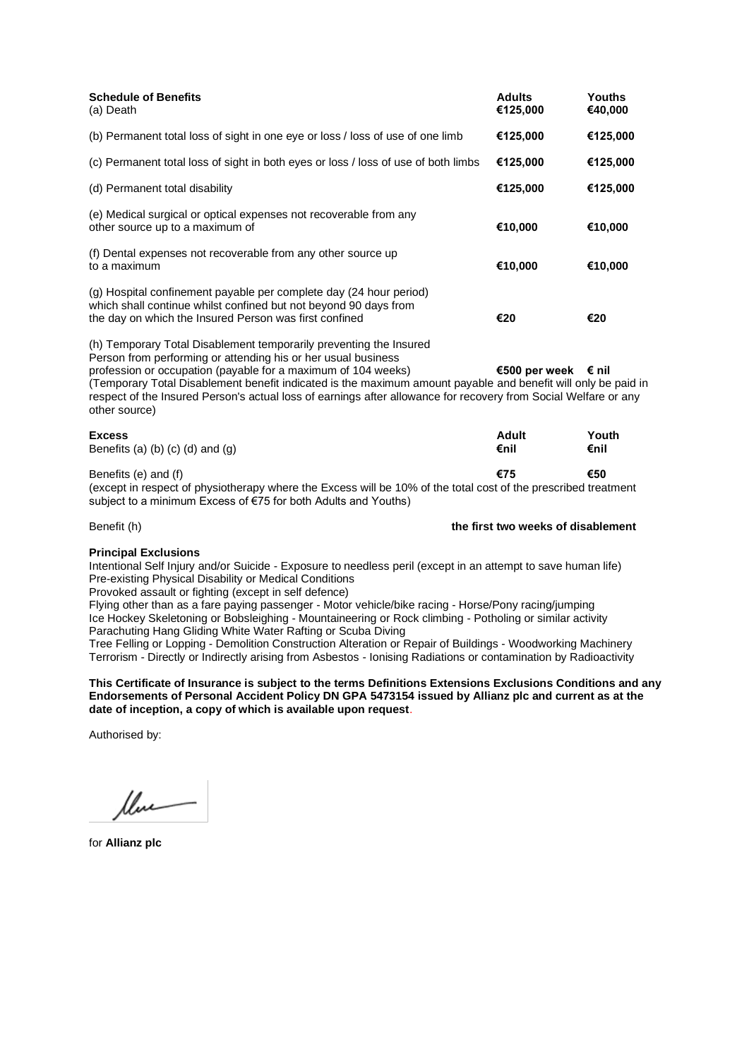| **Schedule of Benefits** | **Adults** | **Youths** |
| --- | --- | --- |
| (a) Death | **€125,000** | **€40,000** |
| (b) Permanent total loss of sight in one eye or loss / loss of use of one limb | **€125,000** | **€125,000** |
| (c) Permanent total loss of sight in both eyes or loss / loss of use of both limbs | **€125,000** | **€125,000** |
| (d) Permanent total disability | **€125,000** | **€125,000** |
| (e) Medical surgical or optical expenses not recoverable from any other source up to a maximum of | **€10,000** | **€10,000** |
| (f) Dental expenses not recoverable from any other source up to a maximum | **€10,000** | **€10,000** |
| (g) Hospital confinement payable per complete day (24 hour period) which shall continue whilst confined but not beyond 90 days from the day on which the Insured Person was first confined | **€20** | **€20** |
| (h) Temporary Total Disablement temporarily preventing the Insured Person from performing or attending his or her usual business profession or occupation (payable for a maximum of 104 weeks) | **€500 per week** | **€ nil** |

(Temporary Total Disablement benefit indicated is the maximum amount payable and benefit will only be paid in respect of the Insured Person's actual loss of earnings after allowance for recovery from Social Welfare or any other source)

| **Excess** | **Adult** | **Youth** |
| --- | --- | --- |
| Benefits (a) (b) (c) (d) and (g) | **€nil** | **€nil** |
| Benefits (e) and (f) | **€75** | **€50** |

(except in respect of physiotherapy where the Excess will be 10% of the total cost of the prescribed treatment subject to a minimum Excess of €75 for both Adults and Youths)

Benefit (h) **the first two weeks of disablement**

**Principal Exclusions**

Intentional Self Injury and/or Suicide - Exposure to needless peril (except in an attempt to save human life)
Pre-existing Physical Disability or Medical Conditions
Provoked assault or fighting (except in self defence)
Flying other than as a fare paying passenger - Motor vehicle/bike racing - Horse/Pony racing/jumping
Ice Hockey Skeletoning or Bobsleighing - Mountaineering or Rock climbing - Potholing or similar activity
Parachuting Hang Gliding White Water Rafting or Scuba Diving
Tree Felling or Lopping - Demolition Construction Alteration or Repair of Buildings - Woodworking Machinery
Terrorism - Directly or Indirectly arising from Asbestos - Ionising Radiations or contamination by Radioactivity

**This Certificate of Insurance is subject to the terms Definitions Extensions Exclusions Conditions and any Endorsements of Personal Accident Policy DN GPA 5473154 issued by Allianz plc and current as at the date of inception, a copy of which is available upon request**.

Authorised by:

for **Allianz plc**